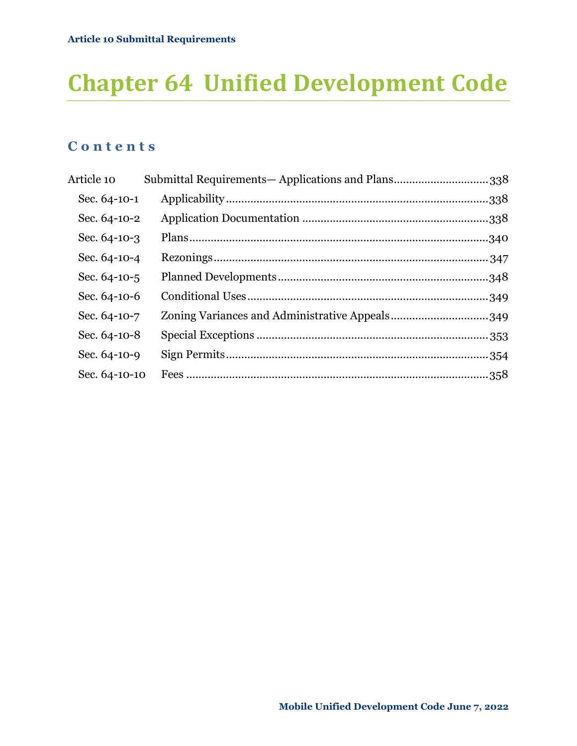# Chapter 64 Unified Development Code

## Contents

| | | |
|---|---|---|
| Article 10 | Submittal Requirements— Applications and Plans | 338 |
| Sec. 64-10-1 | Applicability | 338 |
| Sec. 64-10-2 | Application Documentation | 338 |
| Sec. 64-10-3 | Plans | 340 |
| Sec. 64-10-4 | Rezonings | 347 |
| Sec. 64-10-5 | Planned Developments | 348 |
| Sec. 64-10-6 | Conditional Uses | 349 |
| Sec. 64-10-7 | Zoning Variances and Administrative Appeals | 349 |
| Sec. 64-10-8 | Special Exceptions | 353 |
| Sec. 64-10-9 | Sign Permits | 354 |
| Sec. 64-10-10 | Fees | 358 |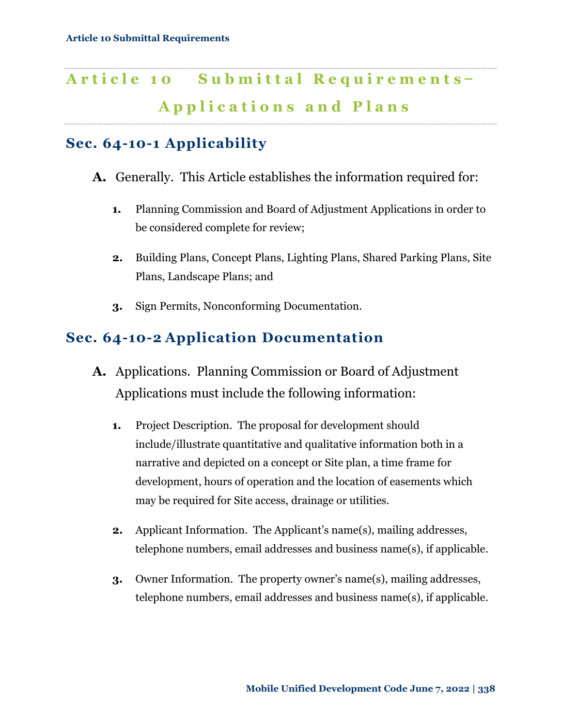# Article 10 Submittal Requirements– Applications and Plans

## Sec. 64-10-1 Applicability

**A.** Generally. This Article establishes the information required for:

1. Planning Commission and Board of Adjustment Applications in order to be considered complete for review;

2. Building Plans, Concept Plans, Lighting Plans, Shared Parking Plans, Site Plans, Landscape Plans; and

3. Sign Permits, Nonconforming Documentation.

## Sec. 64-10-2 Application Documentation

**A.** Applications. Planning Commission or Board of Adjustment Applications must include the following information:

1. Project Description. The proposal for development should include/illustrate quantitative and qualitative information both in a narrative and depicted on a concept or Site plan, a time frame for development, hours of operation and the location of easements which may be required for Site access, drainage or utilities.

2. Applicant Information. The Applicant's name(s), mailing addresses, telephone numbers, email addresses and business name(s), if applicable.

3. Owner Information. The property owner's name(s), mailing addresses, telephone numbers, email addresses and business name(s), if applicable.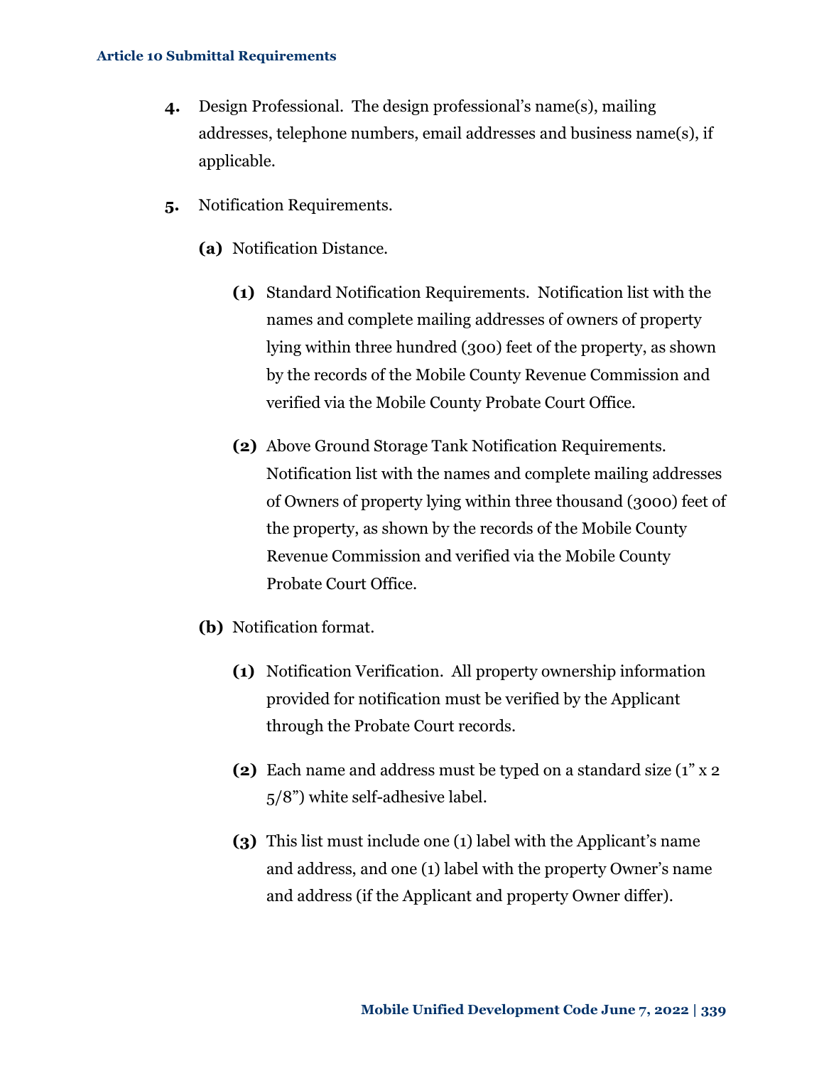4. Design Professional. The design professional's name(s), mailing addresses, telephone numbers, email addresses and business name(s), if applicable.

5. Notification Requirements.

   **(a)** Notification Distance.

   **(1)** Standard Notification Requirements. Notification list with the names and complete mailing addresses of owners of property lying within three hundred (300) feet of the property, as shown by the records of the Mobile County Revenue Commission and verified via the Mobile County Probate Court Office.

   **(2)** Above Ground Storage Tank Notification Requirements. Notification list with the names and complete mailing addresses of Owners of property lying within three thousand (3000) feet of the property, as shown by the records of the Mobile County Revenue Commission and verified via the Mobile County Probate Court Office.

   **(b)** Notification format.

   **(1)** Notification Verification. All property ownership information provided for notification must be verified by the Applicant through the Probate Court records.

   **(2)** Each name and address must be typed on a standard size (1" x 2 5/8") white self-adhesive label.

   **(3)** This list must include one (1) label with the Applicant's name and address, and one (1) label with the property Owner's name and address (if the Applicant and property Owner differ).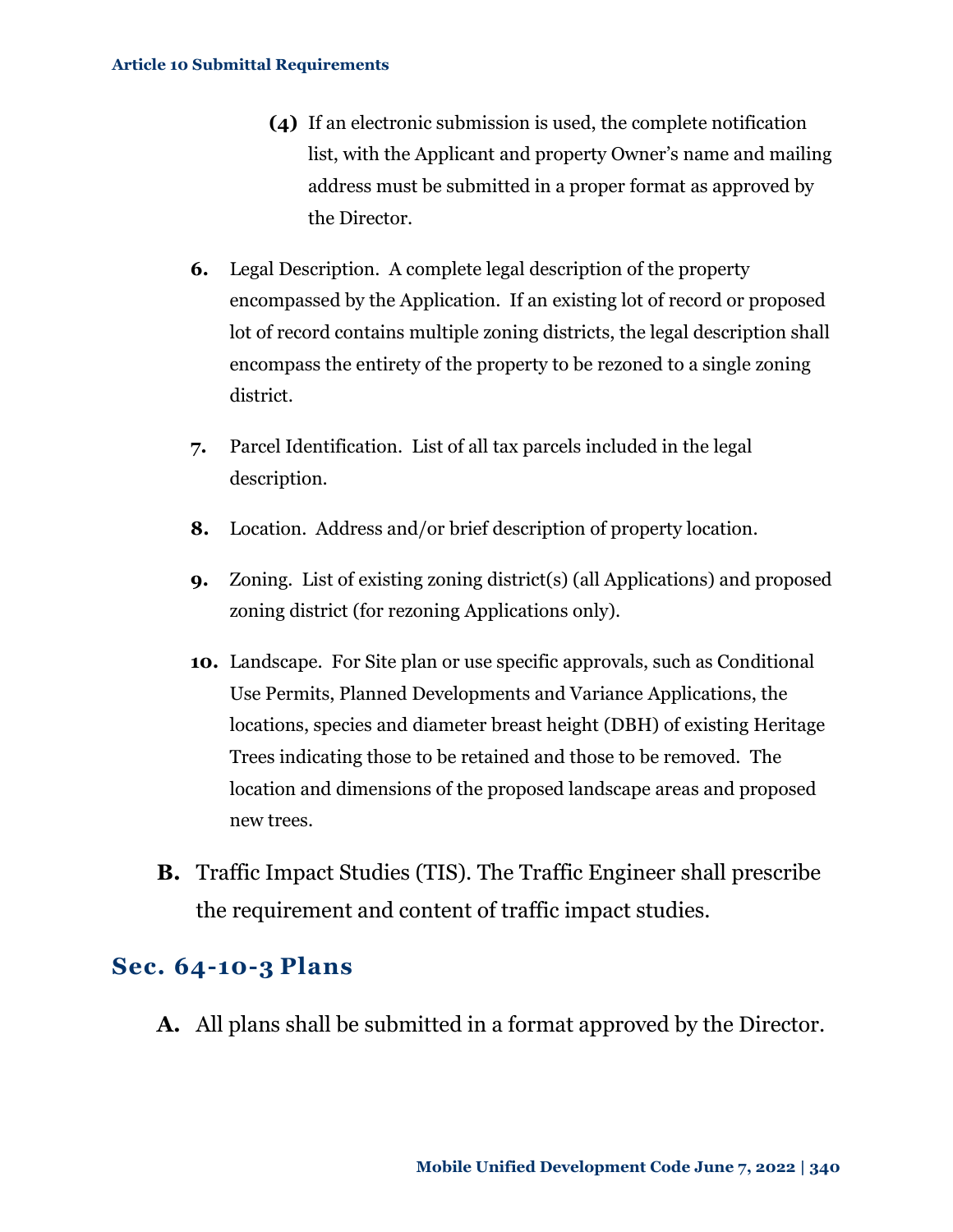**(4)** If an electronic submission is used, the complete notification list, with the Applicant and property Owner's name and mailing address must be submitted in a proper format as approved by the Director.

**6.** Legal Description. A complete legal description of the property encompassed by the Application. If an existing lot of record or proposed lot of record contains multiple zoning districts, the legal description shall encompass the entirety of the property to be rezoned to a single zoning district.

**7.** Parcel Identification. List of all tax parcels included in the legal description.

**8.** Location. Address and/or brief description of property location.

**9.** Zoning. List of existing zoning district(s) (all Applications) and proposed zoning district (for rezoning Applications only).

**10.** Landscape. For Site plan or use specific approvals, such as Conditional Use Permits, Planned Developments and Variance Applications, the locations, species and diameter breast height (DBH) of existing Heritage Trees indicating those to be retained and those to be removed. The location and dimensions of the proposed landscape areas and proposed new trees.

**B.** Traffic Impact Studies (TIS). The Traffic Engineer shall prescribe the requirement and content of traffic impact studies.

## Sec. 64-10-3 Plans

**A.** All plans shall be submitted in a format approved by the Director.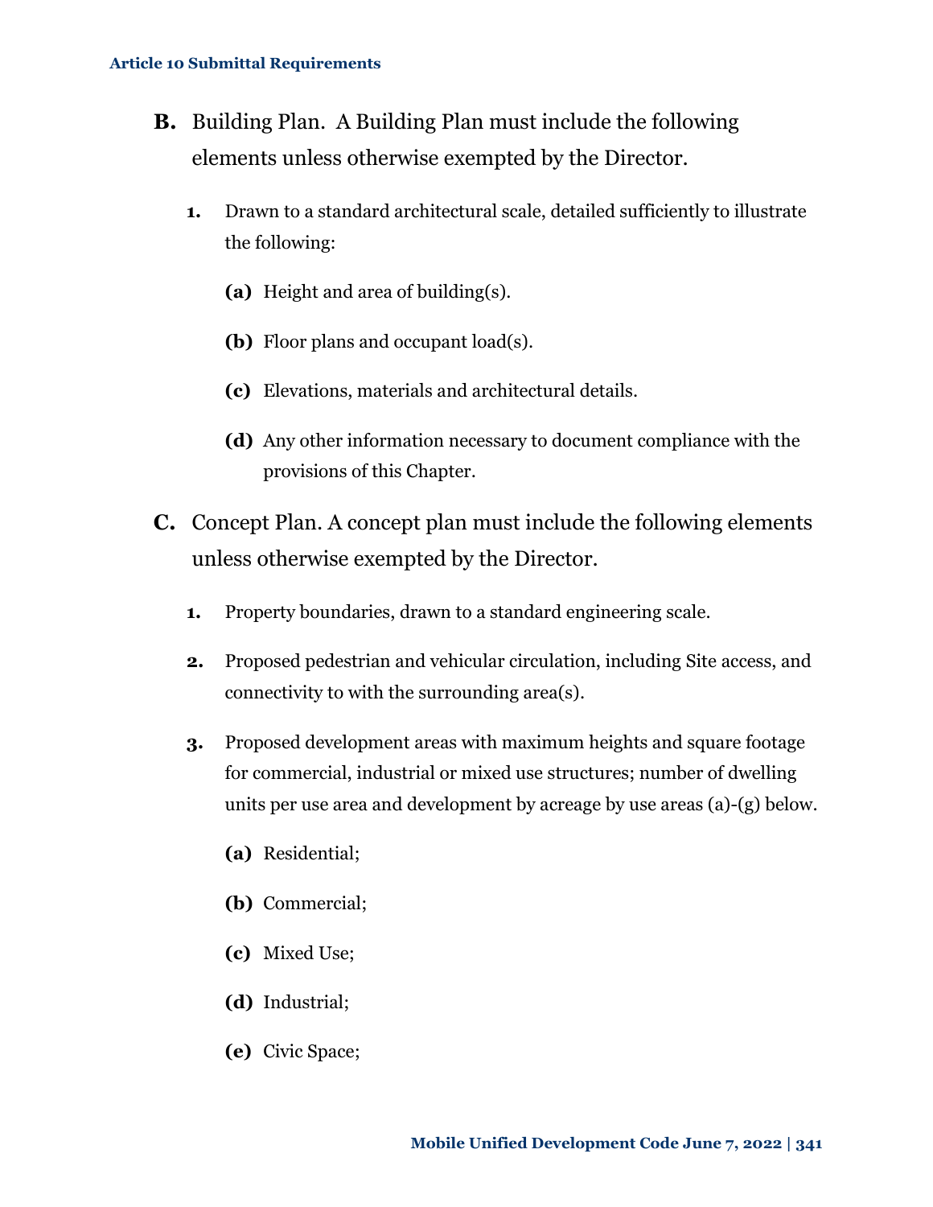**B.** Building Plan. A Building Plan must include the following elements unless otherwise exempted by the Director.

1. Drawn to a standard architectural scale, detailed sufficiently to illustrate the following:

   **(a)** Height and area of building(s).

   **(b)** Floor plans and occupant load(s).

   **(c)** Elevations, materials and architectural details.

   **(d)** Any other information necessary to document compliance with the provisions of this Chapter.

**C.** Concept Plan. A concept plan must include the following elements unless otherwise exempted by the Director.

1. Property boundaries, drawn to a standard engineering scale.

2. Proposed pedestrian and vehicular circulation, including Site access, and connectivity to with the surrounding area(s).

3. Proposed development areas with maximum heights and square footage for commercial, industrial or mixed use structures; number of dwelling units per use area and development by acreage by use areas (a)-(g) below.

   **(a)** Residential;

   **(b)** Commercial;

   **(c)** Mixed Use;

   **(d)** Industrial;

   **(e)** Civic Space;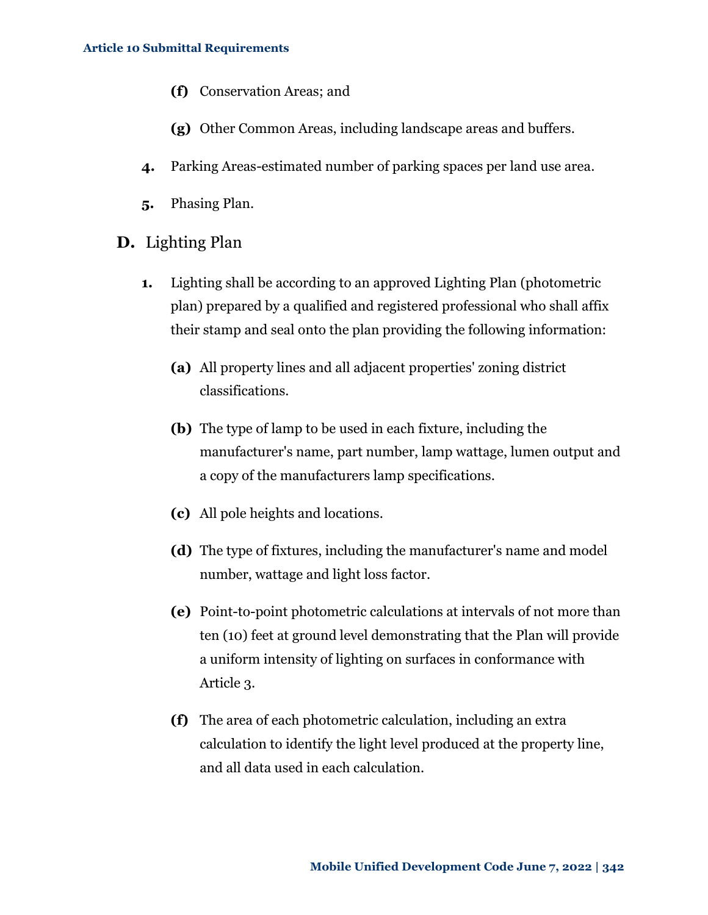(f) Conservation Areas; and

(g) Other Common Areas, including landscape areas and buffers.

4. Parking Areas-estimated number of parking spaces per land use area.

5. Phasing Plan.

## D. Lighting Plan

1. Lighting shall be according to an approved Lighting Plan (photometric plan) prepared by a qualified and registered professional who shall affix their stamp and seal onto the plan providing the following information:

   **(a)** All property lines and all adjacent properties' zoning district classifications.

   **(b)** The type of lamp to be used in each fixture, including the manufacturer's name, part number, lamp wattage, lumen output and a copy of the manufacturers lamp specifications.

   **(c)** All pole heights and locations.

   **(d)** The type of fixtures, including the manufacturer's name and model number, wattage and light loss factor.

   **(e)** Point-to-point photometric calculations at intervals of not more than ten (10) feet at ground level demonstrating that the Plan will provide a uniform intensity of lighting on surfaces in conformance with Article 3.

   **(f)** The area of each photometric calculation, including an extra calculation to identify the light level produced at the property line, and all data used in each calculation.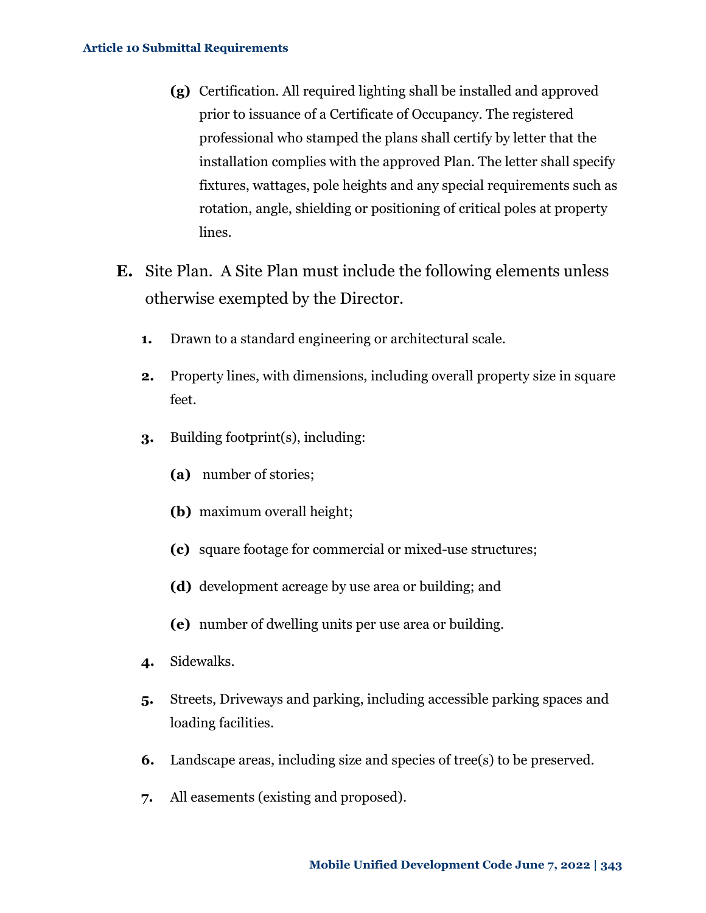**(g)** Certification. All required lighting shall be installed and approved prior to issuance of a Certificate of Occupancy. The registered professional who stamped the plans shall certify by letter that the installation complies with the approved Plan. The letter shall specify fixtures, wattages, pole heights and any special requirements such as rotation, angle, shielding or positioning of critical poles at property lines.

**E.** Site Plan. A Site Plan must include the following elements unless otherwise exempted by the Director.

**1.** Drawn to a standard engineering or architectural scale.

**2.** Property lines, with dimensions, including overall property size in square feet.

**3.** Building footprint(s), including:

**(a)** number of stories;

**(b)** maximum overall height;

**(c)** square footage for commercial or mixed-use structures;

**(d)** development acreage by use area or building; and

**(e)** number of dwelling units per use area or building.

**4.** Sidewalks.

**5.** Streets, Driveways and parking, including accessible parking spaces and loading facilities.

**6.** Landscape areas, including size and species of tree(s) to be preserved.

**7.** All easements (existing and proposed).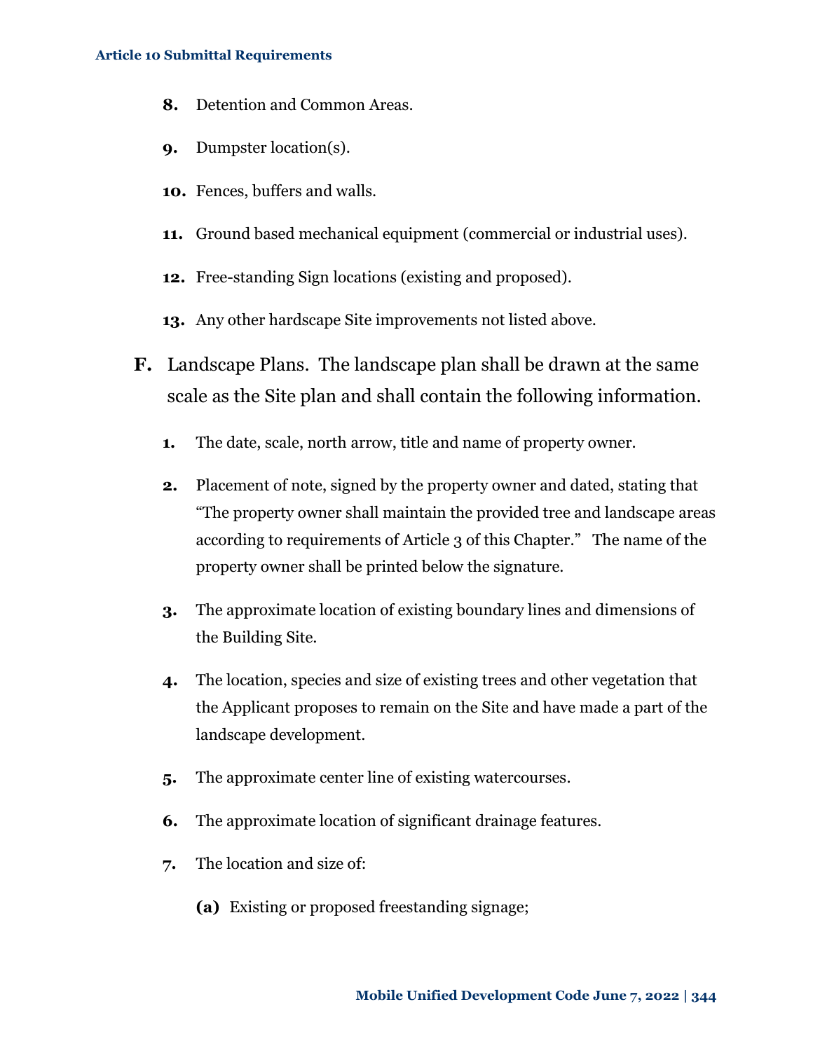8. Detention and Common Areas.

9. Dumpster location(s).

10. Fences, buffers and walls.

11. Ground based mechanical equipment (commercial or industrial uses).

12. Free-standing Sign locations (existing and proposed).

13. Any other hardscape Site improvements not listed above.

**F.** Landscape Plans. The landscape plan shall be drawn at the same scale as the Site plan and shall contain the following information.

1. The date, scale, north arrow, title and name of property owner.

2. Placement of note, signed by the property owner and dated, stating that "The property owner shall maintain the provided tree and landscape areas according to requirements of Article 3 of this Chapter." The name of the property owner shall be printed below the signature.

3. The approximate location of existing boundary lines and dimensions of the Building Site.

4. The location, species and size of existing trees and other vegetation that the Applicant proposes to remain on the Site and have made a part of the landscape development.

5. The approximate center line of existing watercourses.

6. The approximate location of significant drainage features.

7. The location and size of:

   **(a)** Existing or proposed freestanding signage;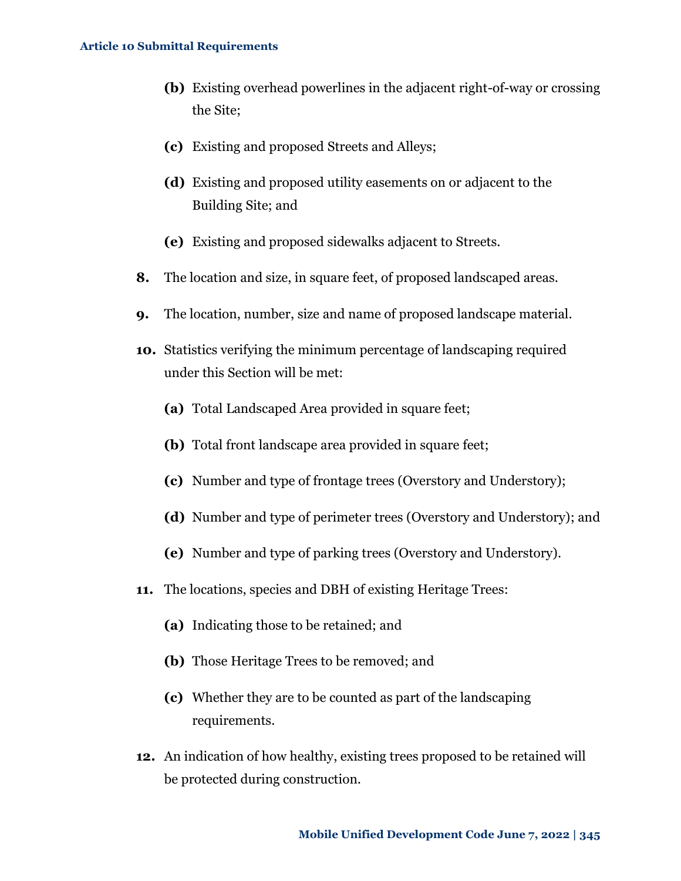- **(b)** Existing overhead powerlines in the adjacent right-of-way or crossing the Site;
   - **(c)** Existing and proposed Streets and Alleys;
   - **(d)** Existing and proposed utility easements on or adjacent to the Building Site; and
   - **(e)** Existing and proposed sidewalks adjacent to Streets.

**8.** The location and size, in square feet, of proposed landscaped areas.

**9.** The location, number, size and name of proposed landscape material.

**10.** Statistics verifying the minimum percentage of landscaping required under this Section will be met:

   - **(a)** Total Landscaped Area provided in square feet;
   - **(b)** Total front landscape area provided in square feet;
   - **(c)** Number and type of frontage trees (Overstory and Understory);
   - **(d)** Number and type of perimeter trees (Overstory and Understory); and
   - **(e)** Number and type of parking trees (Overstory and Understory).

**11.** The locations, species and DBH of existing Heritage Trees:

   - **(a)** Indicating those to be retained; and
   - **(b)** Those Heritage Trees to be removed; and
   - **(c)** Whether they are to be counted as part of the landscaping requirements.

**12.** An indication of how healthy, existing trees proposed to be retained will be protected during construction.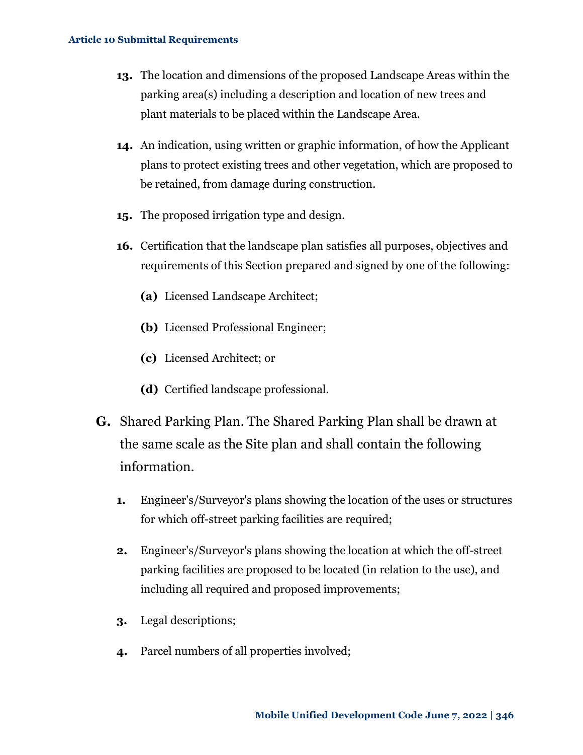13. The location and dimensions of the proposed Landscape Areas within the parking area(s) including a description and location of new trees and plant materials to be placed within the Landscape Area.

14. An indication, using written or graphic information, of how the Applicant plans to protect existing trees and other vegetation, which are proposed to be retained, from damage during construction.

15. The proposed irrigation type and design.

16. Certification that the landscape plan satisfies all purposes, objectives and requirements of this Section prepared and signed by one of the following:

    **(a)** Licensed Landscape Architect;

    **(b)** Licensed Professional Engineer;

    **(c)** Licensed Architect; or

    **(d)** Certified landscape professional.

**G.** Shared Parking Plan. The Shared Parking Plan shall be drawn at the same scale as the Site plan and shall contain the following information.

1. Engineer's/Surveyor's plans showing the location of the uses or structures for which off-street parking facilities are required;

2. Engineer's/Surveyor's plans showing the location at which the off-street parking facilities are proposed to be located (in relation to the use), and including all required and proposed improvements;

3. Legal descriptions;

4. Parcel numbers of all properties involved;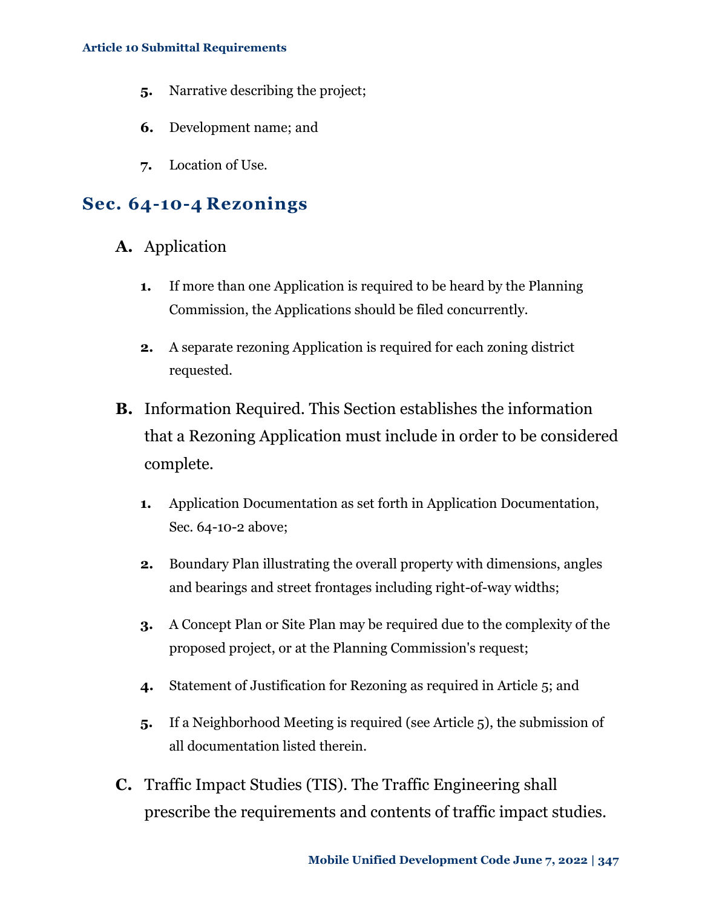5. Narrative describing the project;

6. Development name; and

7. Location of Use.

## Sec. 64-10-4 Rezonings

**A.** Application

1. If more than one Application is required to be heard by the Planning Commission, the Applications should be filed concurrently.

2. A separate rezoning Application is required for each zoning district requested.

**B.** Information Required. This Section establishes the information that a Rezoning Application must include in order to be considered complete.

1. Application Documentation as set forth in Application Documentation, Sec. 64-10-2 above;

2. Boundary Plan illustrating the overall property with dimensions, angles and bearings and street frontages including right-of-way widths;

3. A Concept Plan or Site Plan may be required due to the complexity of the proposed project, or at the Planning Commission's request;

4. Statement of Justification for Rezoning as required in Article 5; and

5. If a Neighborhood Meeting is required (see Article 5), the submission of all documentation listed therein.

**C.** Traffic Impact Studies (TIS). The Traffic Engineering shall prescribe the requirements and contents of traffic impact studies.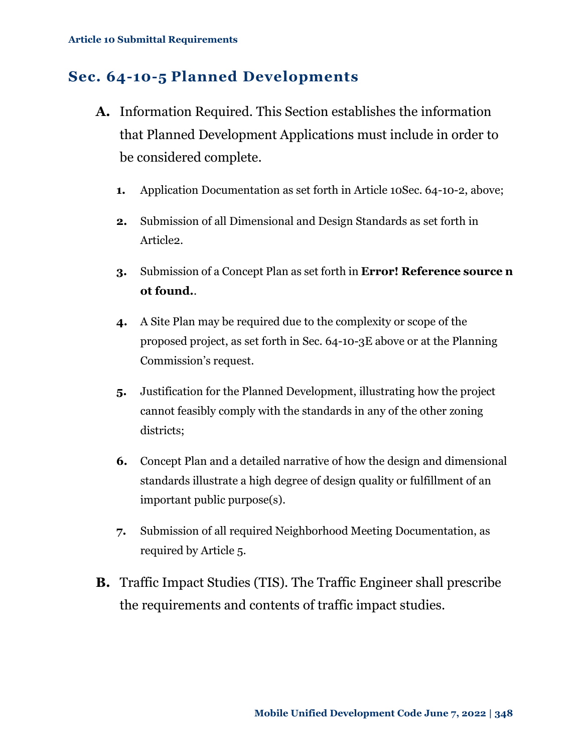## Sec. 64-10-5 Planned Developments

**A.** Information Required. This Section establishes the information that Planned Development Applications must include in order to be considered complete.

1. Application Documentation as set forth in Article 10Sec. 64-10-2, above;
2. Submission of all Dimensional and Design Standards as set forth in Article2.
3. Submission of a Concept Plan as set forth in **Error! Reference source not found.**.
4. A Site Plan may be required due to the complexity or scope of the proposed project, as set forth in Sec. 64-10-3E above or at the Planning Commission's request.
5. Justification for the Planned Development, illustrating how the project cannot feasibly comply with the standards in any of the other zoning districts;
6. Concept Plan and a detailed narrative of how the design and dimensional standards illustrate a high degree of design quality or fulfillment of an important public purpose(s).
7. Submission of all required Neighborhood Meeting Documentation, as required by Article 5.

**B.** Traffic Impact Studies (TIS). The Traffic Engineer shall prescribe the requirements and contents of traffic impact studies.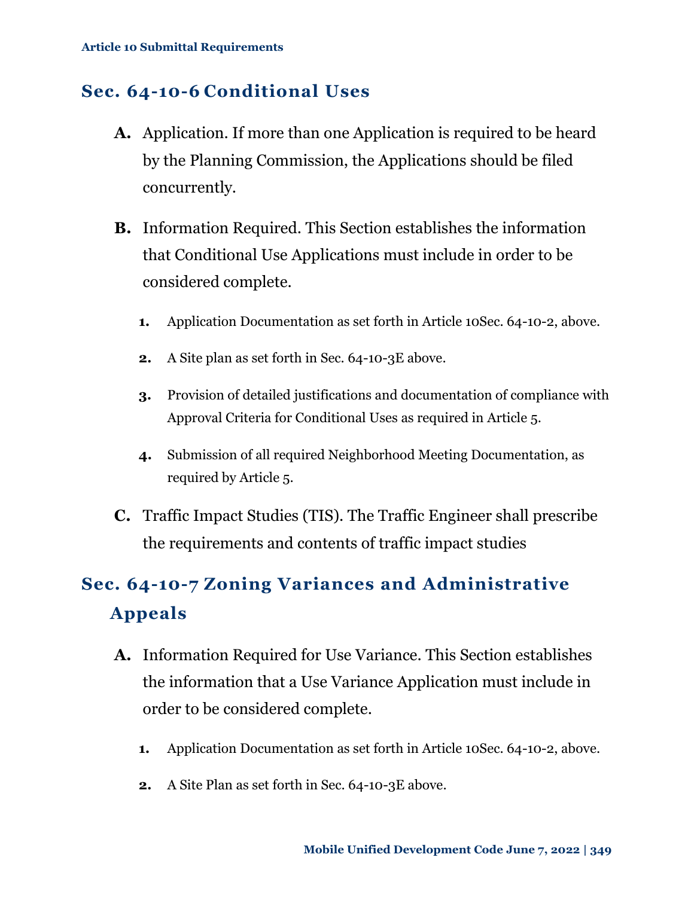## Sec. 64-10-6 Conditional Uses

**A.** Application. If more than one Application is required to be heard by the Planning Commission, the Applications should be filed concurrently.

**B.** Information Required. This Section establishes the information that Conditional Use Applications must include in order to be considered complete.

1. Application Documentation as set forth in Article 10Sec. 64-10-2, above.
2. A Site plan as set forth in Sec. 64-10-3E above.
3. Provision of detailed justifications and documentation of compliance with Approval Criteria for Conditional Uses as required in Article 5.
4. Submission of all required Neighborhood Meeting Documentation, as required by Article 5.

**C.** Traffic Impact Studies (TIS). The Traffic Engineer shall prescribe the requirements and contents of traffic impact studies

## Sec. 64-10-7 Zoning Variances and Administrative Appeals

**A.** Information Required for Use Variance. This Section establishes the information that a Use Variance Application must include in order to be considered complete.

1. Application Documentation as set forth in Article 10Sec. 64-10-2, above.
2. A Site Plan as set forth in Sec. 64-10-3E above.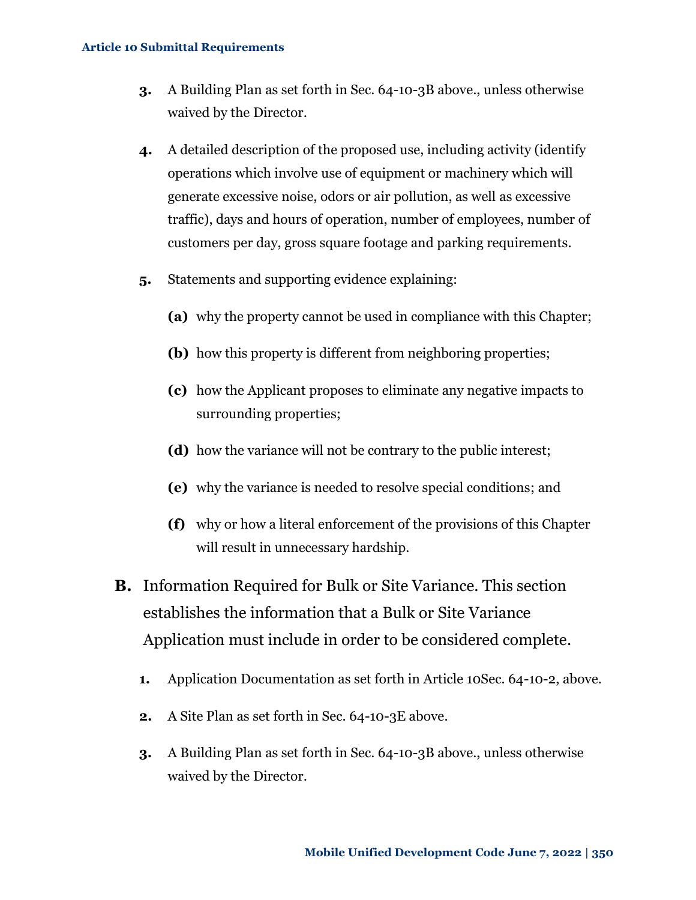3. A Building Plan as set forth in Sec. 64-10-3B above., unless otherwise waived by the Director.

4. A detailed description of the proposed use, including activity (identify operations which involve use of equipment or machinery which will generate excessive noise, odors or air pollution, as well as excessive traffic), days and hours of operation, number of employees, number of customers per day, gross square footage and parking requirements.

5. Statements and supporting evidence explaining:

   **(a)** why the property cannot be used in compliance with this Chapter;

   **(b)** how this property is different from neighboring properties;

   **(c)** how the Applicant proposes to eliminate any negative impacts to surrounding properties;

   **(d)** how the variance will not be contrary to the public interest;

   **(e)** why the variance is needed to resolve special conditions; and

   **(f)** why or how a literal enforcement of the provisions of this Chapter will result in unnecessary hardship.

**B.** Information Required for Bulk or Site Variance. This section establishes the information that a Bulk or Site Variance Application must include in order to be considered complete.

1. Application Documentation as set forth in Article 10Sec. 64-10-2, above.

2. A Site Plan as set forth in Sec. 64-10-3E above.

3. A Building Plan as set forth in Sec. 64-10-3B above., unless otherwise waived by the Director.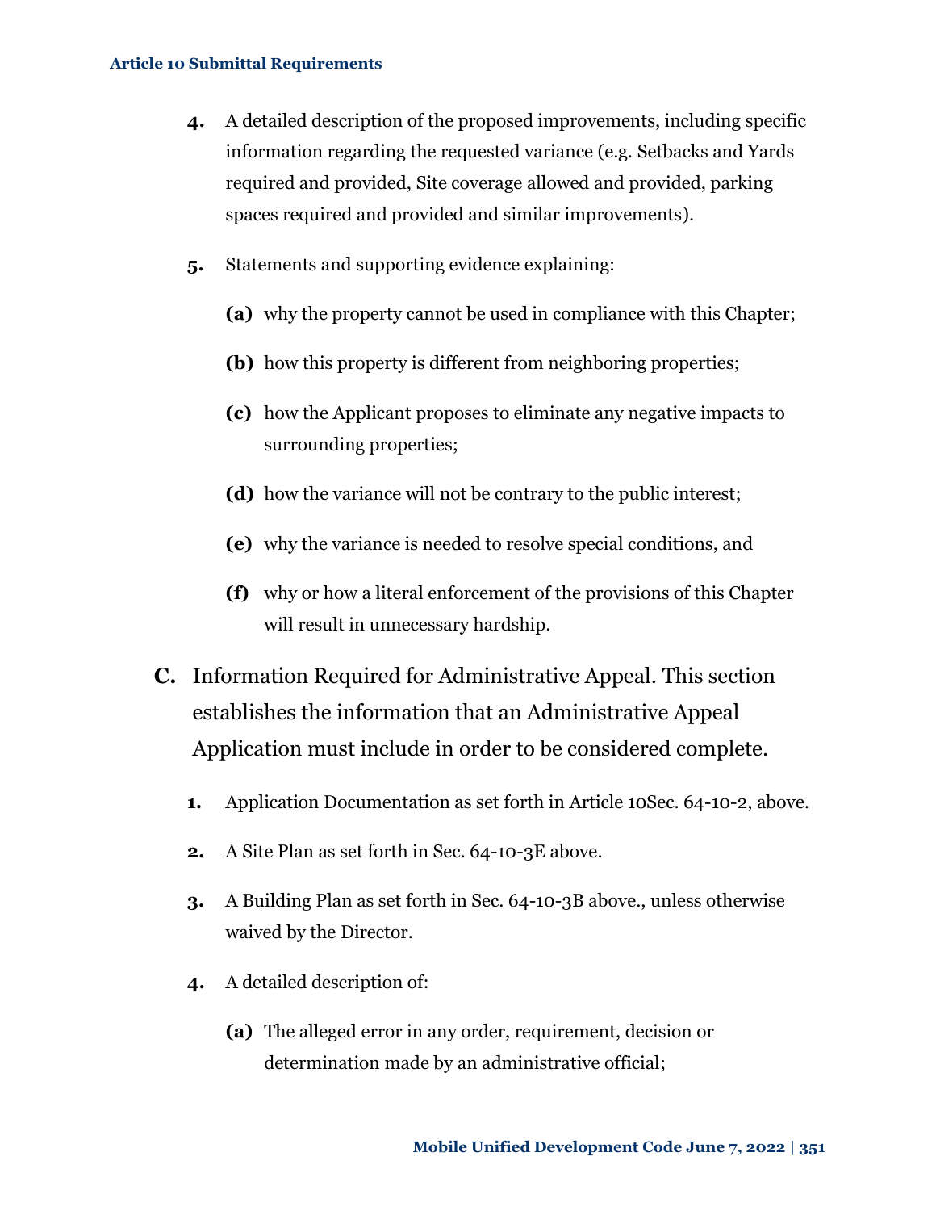4. A detailed description of the proposed improvements, including specific information regarding the requested variance (e.g. Setbacks and Yards required and provided, Site coverage allowed and provided, parking spaces required and provided and similar improvements).

5. Statements and supporting evidence explaining:

   **(a)** why the property cannot be used in compliance with this Chapter;

   **(b)** how this property is different from neighboring properties;

   **(c)** how the Applicant proposes to eliminate any negative impacts to surrounding properties;

   **(d)** how the variance will not be contrary to the public interest;

   **(e)** why the variance is needed to resolve special conditions, and

   **(f)** why or how a literal enforcement of the provisions of this Chapter will result in unnecessary hardship.

**C.** Information Required for Administrative Appeal. This section establishes the information that an Administrative Appeal Application must include in order to be considered complete.

1. Application Documentation as set forth in Article 10Sec. 64-10-2, above.

2. A Site Plan as set forth in Sec. 64-10-3E above.

3. A Building Plan as set forth in Sec. 64-10-3B above., unless otherwise waived by the Director.

4. A detailed description of:

   **(a)** The alleged error in any order, requirement, decision or determination made by an administrative official;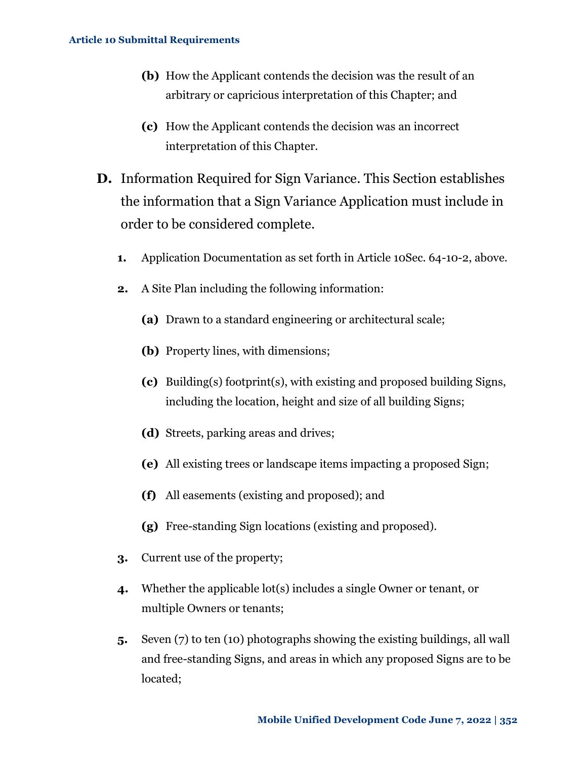(b) How the Applicant contends the decision was the result of an arbitrary or capricious interpretation of this Chapter; and

(c) How the Applicant contends the decision was an incorrect interpretation of this Chapter.

**D.** Information Required for Sign Variance. This Section establishes the information that a Sign Variance Application must include in order to be considered complete.

1. Application Documentation as set forth in Article 10Sec. 64-10-2, above.

2. A Site Plan including the following information:

   **(a)** Drawn to a standard engineering or architectural scale;

   **(b)** Property lines, with dimensions;

   **(c)** Building(s) footprint(s), with existing and proposed building Signs, including the location, height and size of all building Signs;

   **(d)** Streets, parking areas and drives;

   **(e)** All existing trees or landscape items impacting a proposed Sign;

   **(f)** All easements (existing and proposed); and

   **(g)** Free-standing Sign locations (existing and proposed).

3. Current use of the property;

4. Whether the applicable lot(s) includes a single Owner or tenant, or multiple Owners or tenants;

5. Seven (7) to ten (10) photographs showing the existing buildings, all wall and free-standing Signs, and areas in which any proposed Signs are to be located;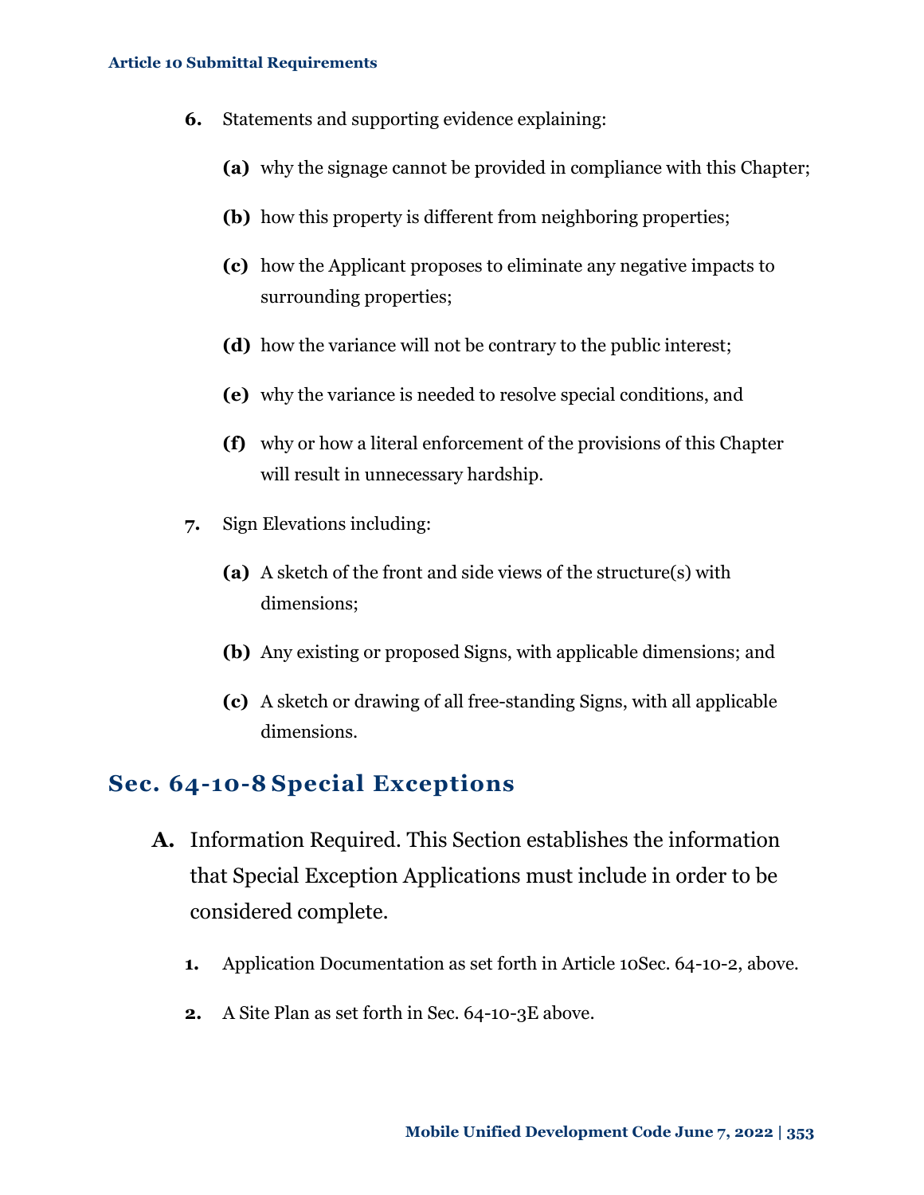6. Statements and supporting evidence explaining:

   **(a)** why the signage cannot be provided in compliance with this Chapter;

   **(b)** how this property is different from neighboring properties;

   **(c)** how the Applicant proposes to eliminate any negative impacts to surrounding properties;

   **(d)** how the variance will not be contrary to the public interest;

   **(e)** why the variance is needed to resolve special conditions, and

   **(f)** why or how a literal enforcement of the provisions of this Chapter will result in unnecessary hardship.

7. Sign Elevations including:

   **(a)** A sketch of the front and side views of the structure(s) with dimensions;

   **(b)** Any existing or proposed Signs, with applicable dimensions; and

   **(c)** A sketch or drawing of all free-standing Signs, with all applicable dimensions.

## Sec. 64-10-8 Special Exceptions

**A.** Information Required. This Section establishes the information that Special Exception Applications must include in order to be considered complete.

1. Application Documentation as set forth in Article 10Sec. 64-10-2, above.

2. A Site Plan as set forth in Sec. 64-10-3E above.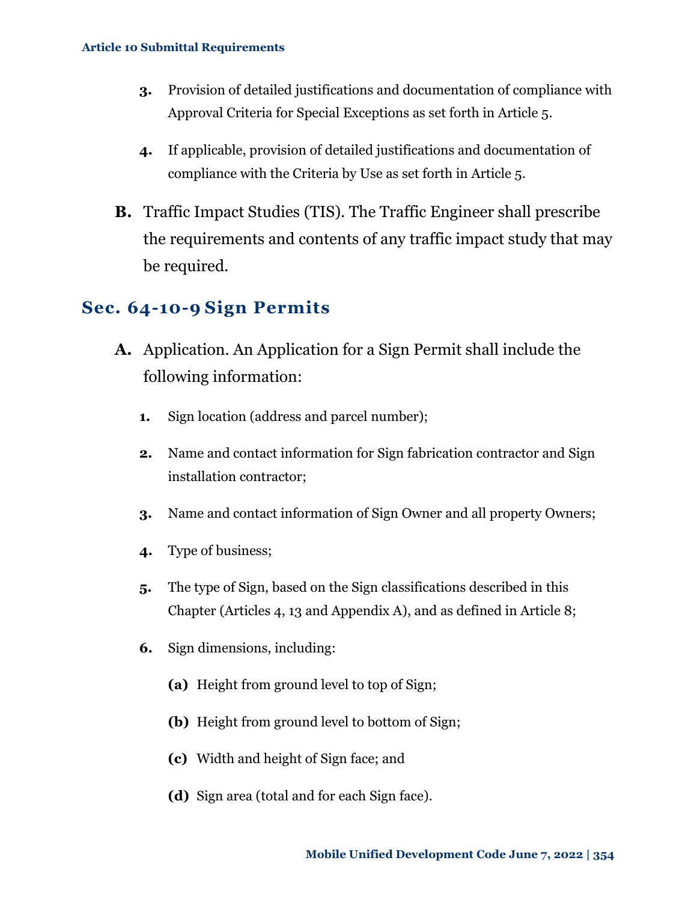3. Provision of detailed justifications and documentation of compliance with Approval Criteria for Special Exceptions as set forth in Article 5.

4. If applicable, provision of detailed justifications and documentation of compliance with the Criteria by Use as set forth in Article 5.

**B.** Traffic Impact Studies (TIS). The Traffic Engineer shall prescribe the requirements and contents of any traffic impact study that may be required.

## Sec. 64-10-9 Sign Permits

**A.** Application. An Application for a Sign Permit shall include the following information:

1. Sign location (address and parcel number);

2. Name and contact information for Sign fabrication contractor and Sign installation contractor;

3. Name and contact information of Sign Owner and all property Owners;

4. Type of business;

5. The type of Sign, based on the Sign classifications described in this Chapter (Articles 4, 13 and Appendix A), and as defined in Article 8;

6. Sign dimensions, including:

   **(a)** Height from ground level to top of Sign;

   **(b)** Height from ground level to bottom of Sign;

   **(c)** Width and height of Sign face; and

   **(d)** Sign area (total and for each Sign face).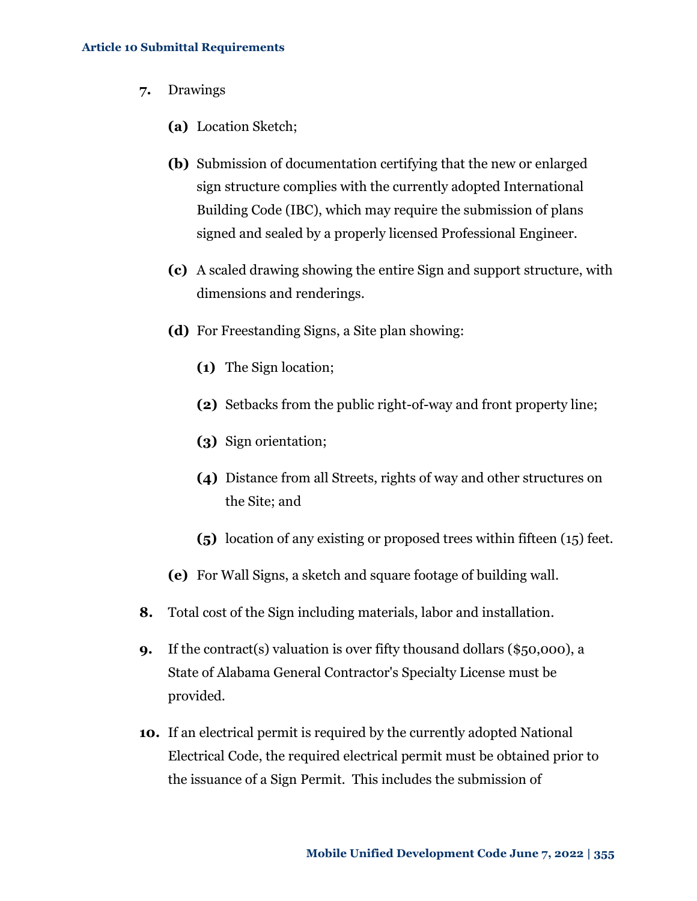7. Drawings

   **(a)** Location Sketch;

   **(b)** Submission of documentation certifying that the new or enlarged sign structure complies with the currently adopted International Building Code (IBC), which may require the submission of plans signed and sealed by a properly licensed Professional Engineer.

   **(c)** A scaled drawing showing the entire Sign and support structure, with dimensions and renderings.

   **(d)** For Freestanding Signs, a Site plan showing:

      **(1)** The Sign location;

      **(2)** Setbacks from the public right-of-way and front property line;

      **(3)** Sign orientation;

      **(4)** Distance from all Streets, rights of way and other structures on the Site; and

      **(5)** location of any existing or proposed trees within fifteen (15) feet.

   **(e)** For Wall Signs, a sketch and square footage of building wall.

8. Total cost of the Sign including materials, labor and installation.

9. If the contract(s) valuation is over fifty thousand dollars ($50,000), a State of Alabama General Contractor's Specialty License must be provided.

10. If an electrical permit is required by the currently adopted National Electrical Code, the required electrical permit must be obtained prior to the issuance of a Sign Permit. This includes the submission of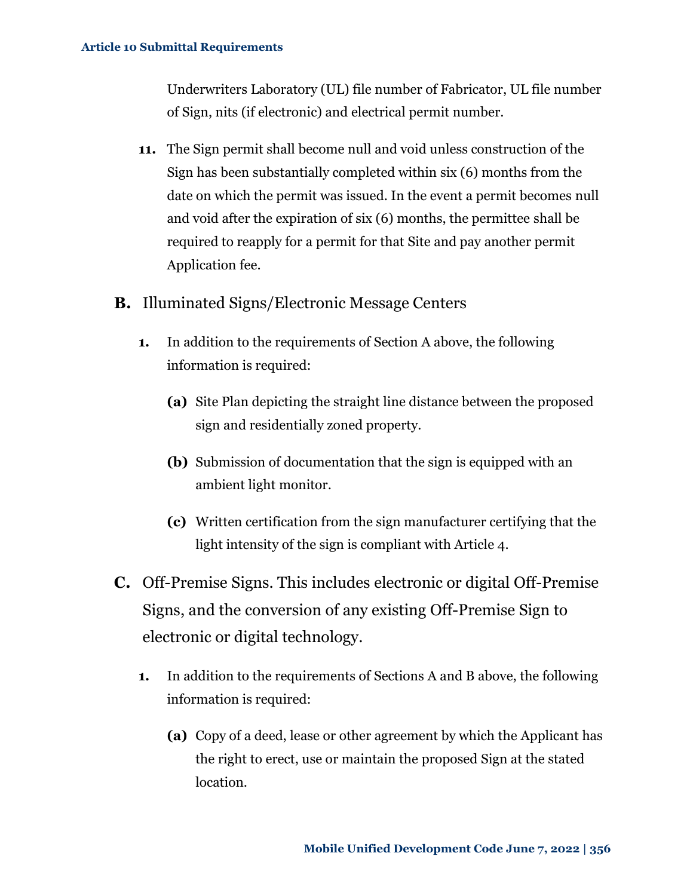Underwriters Laboratory (UL) file number of Fabricator, UL file number of Sign, nits (if electronic) and electrical permit number.

11. The Sign permit shall become null and void unless construction of the Sign has been substantially completed within six (6) months from the date on which the permit was issued. In the event a permit becomes null and void after the expiration of six (6) months, the permittee shall be required to reapply for a permit for that Site and pay another permit Application fee.

## B. Illuminated Signs/Electronic Message Centers

1. In addition to the requirements of Section A above, the following information is required:

   **(a)** Site Plan depicting the straight line distance between the proposed sign and residentially zoned property.

   **(b)** Submission of documentation that the sign is equipped with an ambient light monitor.

   **(c)** Written certification from the sign manufacturer certifying that the light intensity of the sign is compliant with Article 4.

## C. Off-Premise Signs. This includes electronic or digital Off-Premise Signs, and the conversion of any existing Off-Premise Sign to electronic or digital technology.

1. In addition to the requirements of Sections A and B above, the following information is required:

   **(a)** Copy of a deed, lease or other agreement by which the Applicant has the right to erect, use or maintain the proposed Sign at the stated location.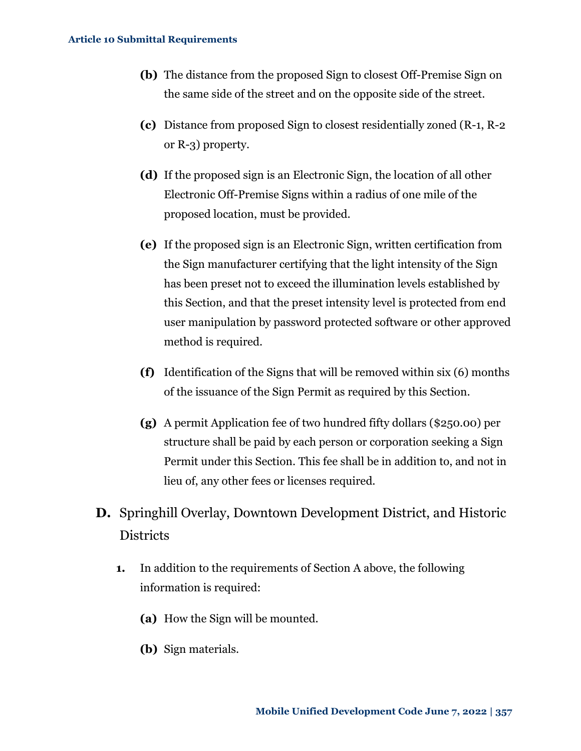- **(b)** The distance from the proposed Sign to closest Off-Premise Sign on the same side of the street and on the opposite side of the street.
- **(c)** Distance from proposed Sign to closest residentially zoned (R-1, R-2 or R-3) property.
- **(d)** If the proposed sign is an Electronic Sign, the location of all other Electronic Off-Premise Signs within a radius of one mile of the proposed location, must be provided.
- **(e)** If the proposed sign is an Electronic Sign, written certification from the Sign manufacturer certifying that the light intensity of the Sign has been preset not to exceed the illumination levels established by this Section, and that the preset intensity level is protected from end user manipulation by password protected software or other approved method is required.
- **(f)** Identification of the Signs that will be removed within six (6) months of the issuance of the Sign Permit as required by this Section.
- **(g)** A permit Application fee of two hundred fifty dollars ($250.00) per structure shall be paid by each person or corporation seeking a Sign Permit under this Section. This fee shall be in addition to, and not in lieu of, any other fees or licenses required.

## D. Springhill Overlay, Downtown Development District, and Historic Districts

**1.** In addition to the requirements of Section A above, the following information is required:

- **(a)** How the Sign will be mounted.
- **(b)** Sign materials.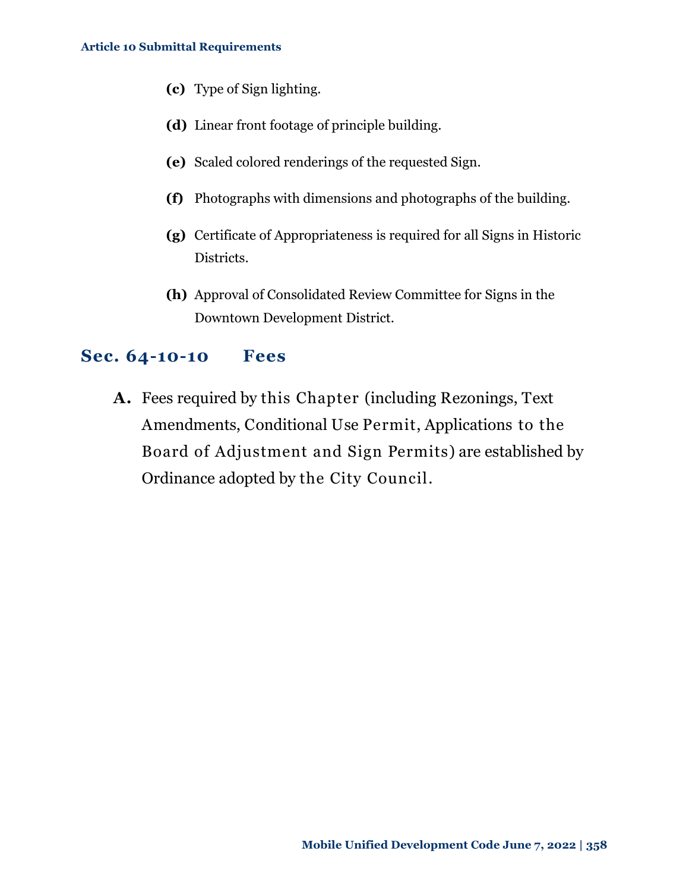**(c)** Type of Sign lighting.

**(d)** Linear front footage of principle building.

**(e)** Scaled colored renderings of the requested Sign.

**(f)** Photographs with dimensions and photographs of the building.

**(g)** Certificate of Appropriateness is required for all Signs in Historic Districts.

**(h)** Approval of Consolidated Review Committee for Signs in the Downtown Development District.

## Sec. 64-10-10 Fees

**A.** Fees required by this Chapter (including Rezonings, Text Amendments, Conditional Use Permit, Applications to the Board of Adjustment and Sign Permits) are established by Ordinance adopted by the City Council.